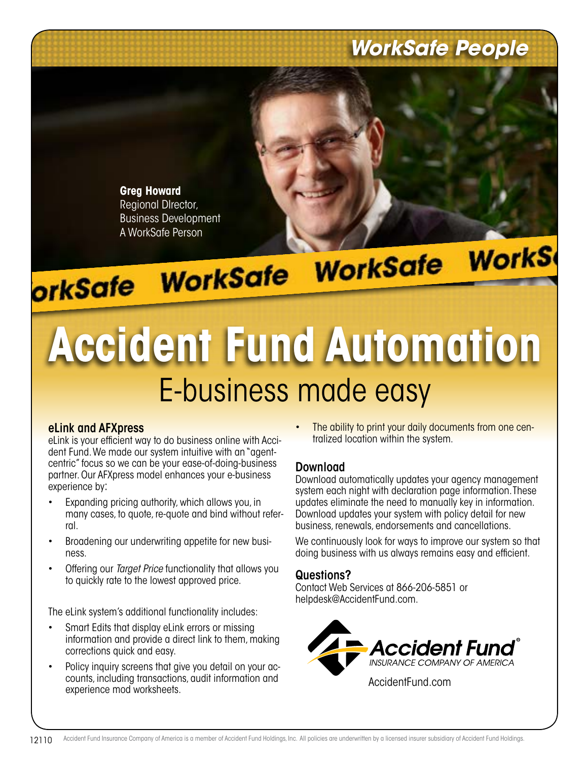*WorkSafe People*

**Greg Howard**
Regional DIrector,
Business Development
A WorkSafe Person

WorkSafe WorkSafe WorkSafe WorkSafe

# Accident Fund Automation

## E-business made easy

### eLink and AFXpress

eLink is your efficient way to do business online with Accident Fund. We made our system intuitive with an "agent-centric" focus so we can be your ease-of-doing-business partner. Our AFXpress model enhances your e-business experience by:

- Expanding pricing authority, which allows you, in many cases, to quote, re-quote and bind without referral.
- Broadening our underwriting appetite for new business.
- Offering our *Target Price* functionality that allows you to quickly rate to the lowest approved price.

The eLink system's additional functionality includes:

- Smart Edits that display eLink errors or missing information and provide a direct link to them, making corrections quick and easy.
- Policy inquiry screens that give you detail on your accounts, including transactions, audit information and experience mod worksheets.
- The ability to print your daily documents from one centralized location within the system.

### Download

Download automatically updates your agency management system each night with declaration page information. These updates eliminate the need to manually key in information. Download updates your system with policy detail for new business, renewals, endorsements and cancellations.

We continuously look for ways to improve our system so that doing business with us always remains easy and efficient.

### Questions?

Contact Web Services at 866-206-5851 or helpdesk@AccidentFund.com.

Accident Fund®
INSURANCE COMPANY OF AMERICA

AccidentFund.com

12110 Accident Fund Insurance Company of America is a member of Accident Fund Holdings, Inc. All policies are underwritten by a licensed insurer subsidiary of Accident Fund Holdings.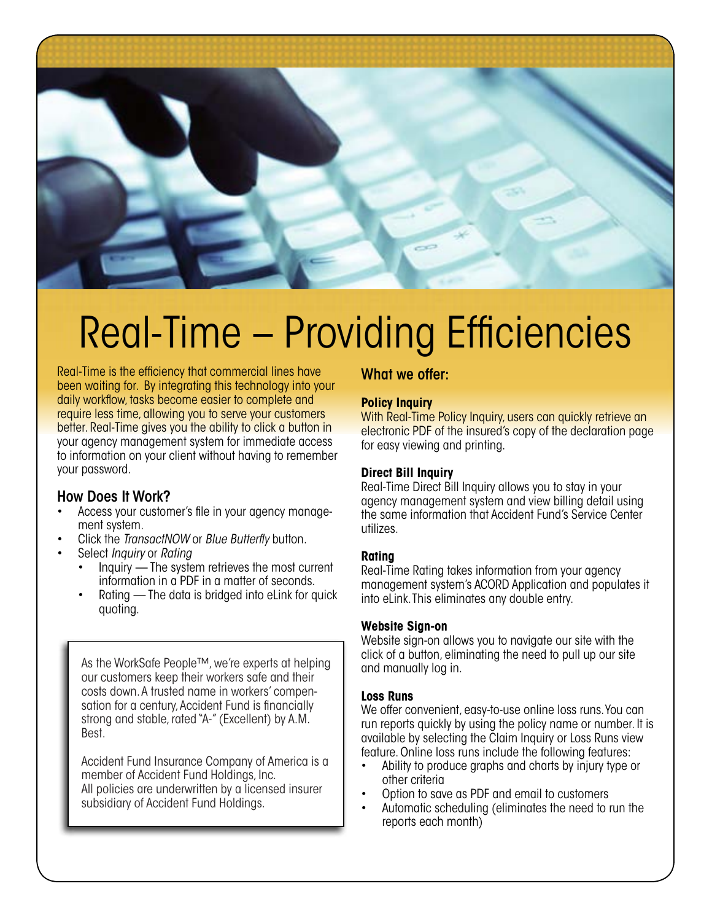# Real-Time – Providing Efficiencies

Real-Time is the efficiency that commercial lines have been waiting for. By integrating this technology into your daily workflow, tasks become easier to complete and require less time, allowing you to serve your customers better. Real-Time gives you the ability to click a button in your agency management system for immediate access to information on your client without having to remember your password.

## How Does It Work?

- Access your customer's file in your agency management system.
- Click the *TransactNOW* or *Blue Butterfly* button.
- Select *Inquiry* or *Rating*
  - Inquiry — The system retrieves the most current information in a PDF in a matter of seconds.
  - Rating — The data is bridged into eLink for quick quoting.

As the WorkSafe People™, we're experts at helping our customers keep their workers safe and their costs down. A trusted name in workers' compensation for a century, Accident Fund is financially strong and stable, rated "A-" (Excellent) by A.M. Best.

Accident Fund Insurance Company of America is a member of Accident Fund Holdings, Inc. All policies are underwritten by a licensed insurer subsidiary of Accident Fund Holdings.

## What we offer:

### Policy Inquiry

With Real-Time Policy Inquiry, users can quickly retrieve an electronic PDF of the insured's copy of the declaration page for easy viewing and printing.

### Direct Bill Inquiry

Real-Time Direct Bill Inquiry allows you to stay in your agency management system and view billing detail using the same information that Accident Fund's Service Center utilizes.

### Rating

Real-Time Rating takes information from your agency management system's ACORD Application and populates it into eLink. This eliminates any double entry.

### Website Sign-on

Website sign-on allows you to navigate our site with the click of a button, eliminating the need to pull up our site and manually log in.

### Loss Runs

We offer convenient, easy-to-use online loss runs. You can run reports quickly by using the policy name or number. It is available by selecting the Claim Inquiry or Loss Runs view feature. Online loss runs include the following features:

- Ability to produce graphs and charts by injury type or other criteria
- Option to save as PDF and email to customers
- Automatic scheduling (eliminates the need to run the reports each month)